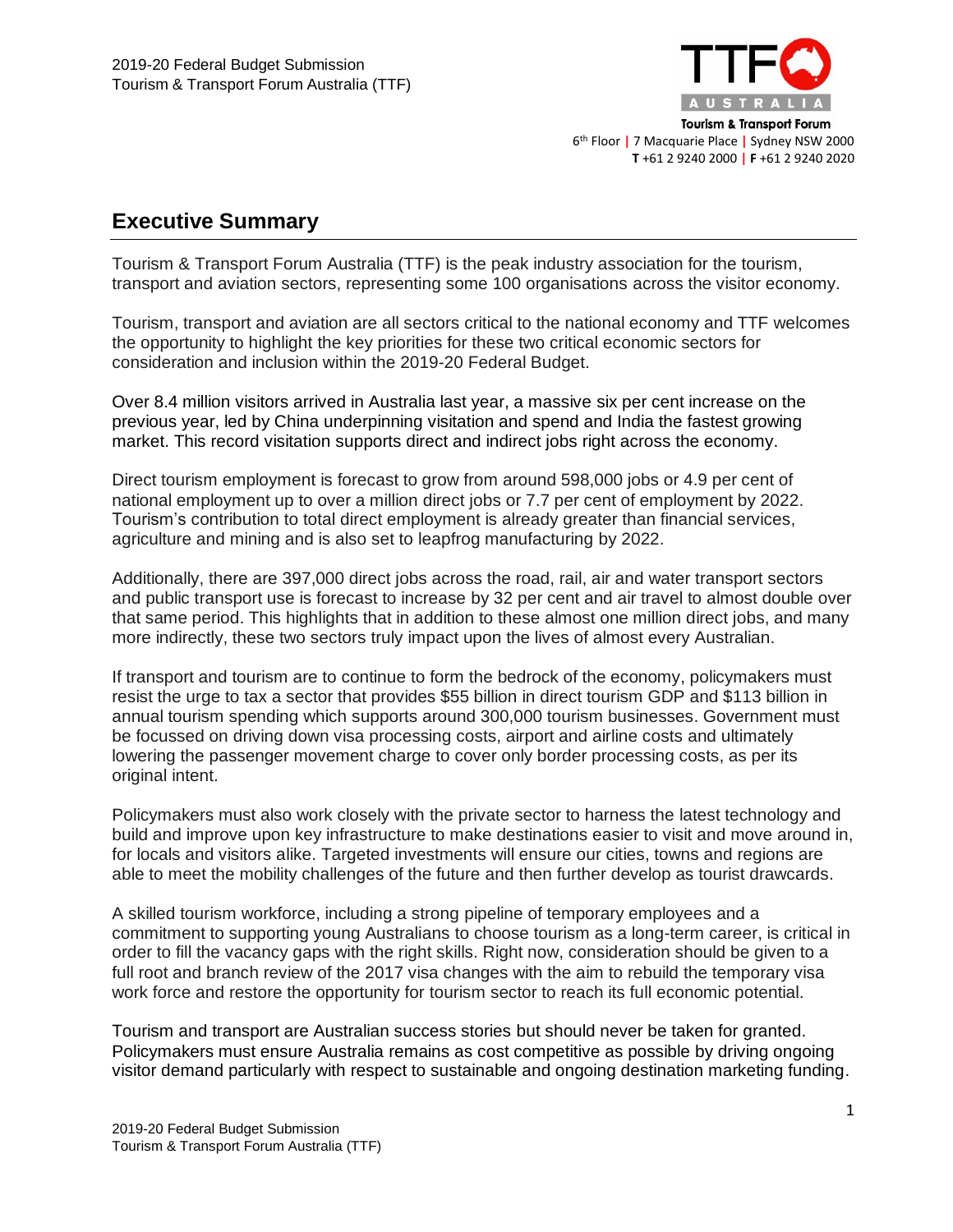2019-20 Federal Budget Submission
Tourism & Transport Forum Australia (TTF)

Tourism & Transport Forum
6th Floor | 7 Macquarie Place | Sydney NSW 2000
**T** +61 2 9240 2000 | **F** +61 2 9240 2020

## Executive Summary

Tourism & Transport Forum Australia (TTF) is the peak industry association for the tourism, transport and aviation sectors, representing some 100 organisations across the visitor economy.

Tourism, transport and aviation are all sectors critical to the national economy and TTF welcomes the opportunity to highlight the key priorities for these two critical economic sectors for consideration and inclusion within the 2019-20 Federal Budget.

Over 8.4 million visitors arrived in Australia last year, a massive six per cent increase on the previous year, led by China underpinning visitation and spend and India the fastest growing market. This record visitation supports direct and indirect jobs right across the economy.

Direct tourism employment is forecast to grow from around 598,000 jobs or 4.9 per cent of national employment up to over a million direct jobs or 7.7 per cent of employment by 2022. Tourism's contribution to total direct employment is already greater than financial services, agriculture and mining and is also set to leapfrog manufacturing by 2022.

Additionally, there are 397,000 direct jobs across the road, rail, air and water transport sectors and public transport use is forecast to increase by 32 per cent and air travel to almost double over that same period. This highlights that in addition to these almost one million direct jobs, and many more indirectly, these two sectors truly impact upon the lives of almost every Australian.

If transport and tourism are to continue to form the bedrock of the economy, policymakers must resist the urge to tax a sector that provides $55 billion in direct tourism GDP and $113 billion in annual tourism spending which supports around 300,000 tourism businesses. Government must be focussed on driving down visa processing costs, airport and airline costs and ultimately lowering the passenger movement charge to cover only border processing costs, as per its original intent.

Policymakers must also work closely with the private sector to harness the latest technology and build and improve upon key infrastructure to make destinations easier to visit and move around in, for locals and visitors alike. Targeted investments will ensure our cities, towns and regions are able to meet the mobility challenges of the future and then further develop as tourist drawcards.

A skilled tourism workforce, including a strong pipeline of temporary employees and a commitment to supporting young Australians to choose tourism as a long-term career, is critical in order to fill the vacancy gaps with the right skills. Right now, consideration should be given to a full root and branch review of the 2017 visa changes with the aim to rebuild the temporary visa work force and restore the opportunity for tourism sector to reach its full economic potential.

Tourism and transport are Australian success stories but should never be taken for granted. Policymakers must ensure Australia remains as cost competitive as possible by driving ongoing visitor demand particularly with respect to sustainable and ongoing destination marketing funding.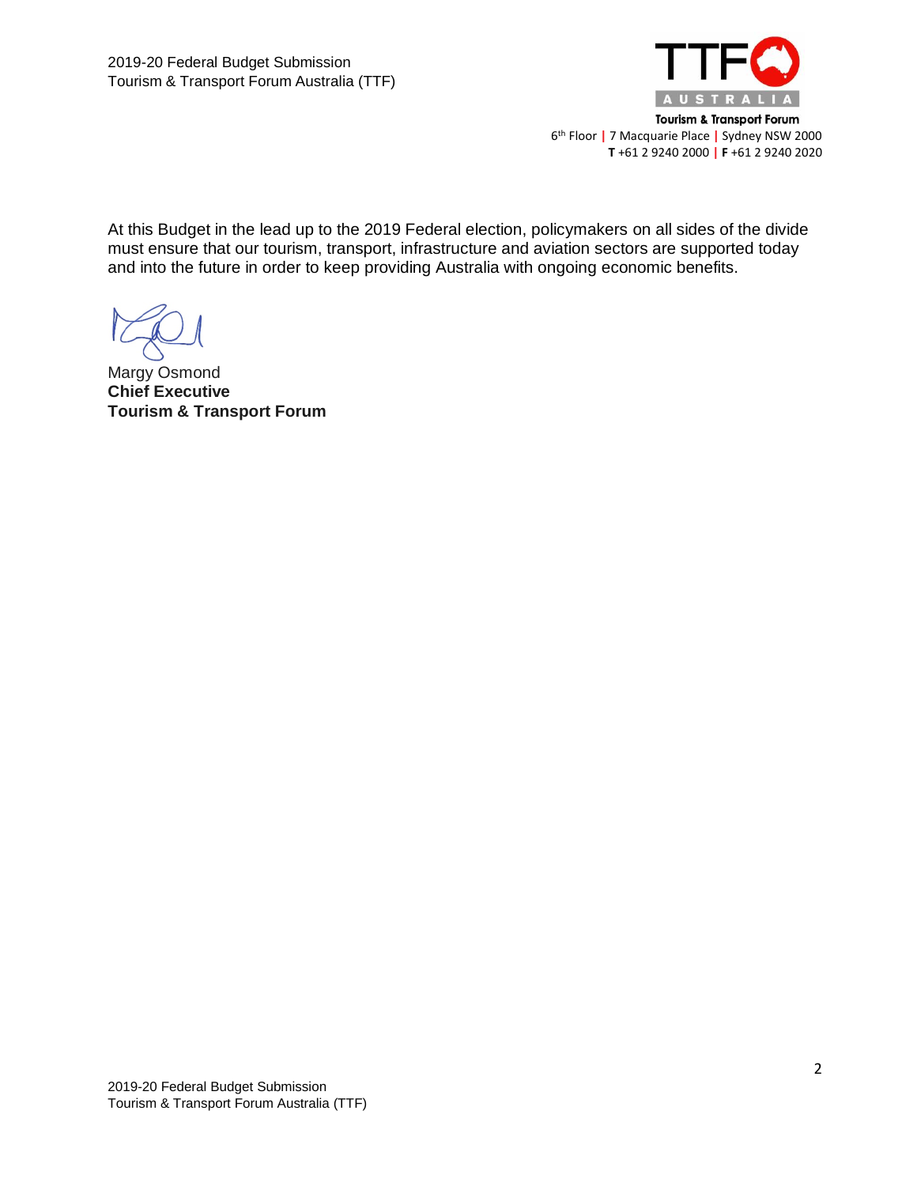At this Budget in the lead up to the 2019 Federal election, policymakers on all sides of the divide must ensure that our tourism, transport, infrastructure and aviation sectors are supported today and into the future in order to keep providing Australia with ongoing economic benefits.

Margy Osmond
**Chief Executive**
**Tourism & Transport Forum**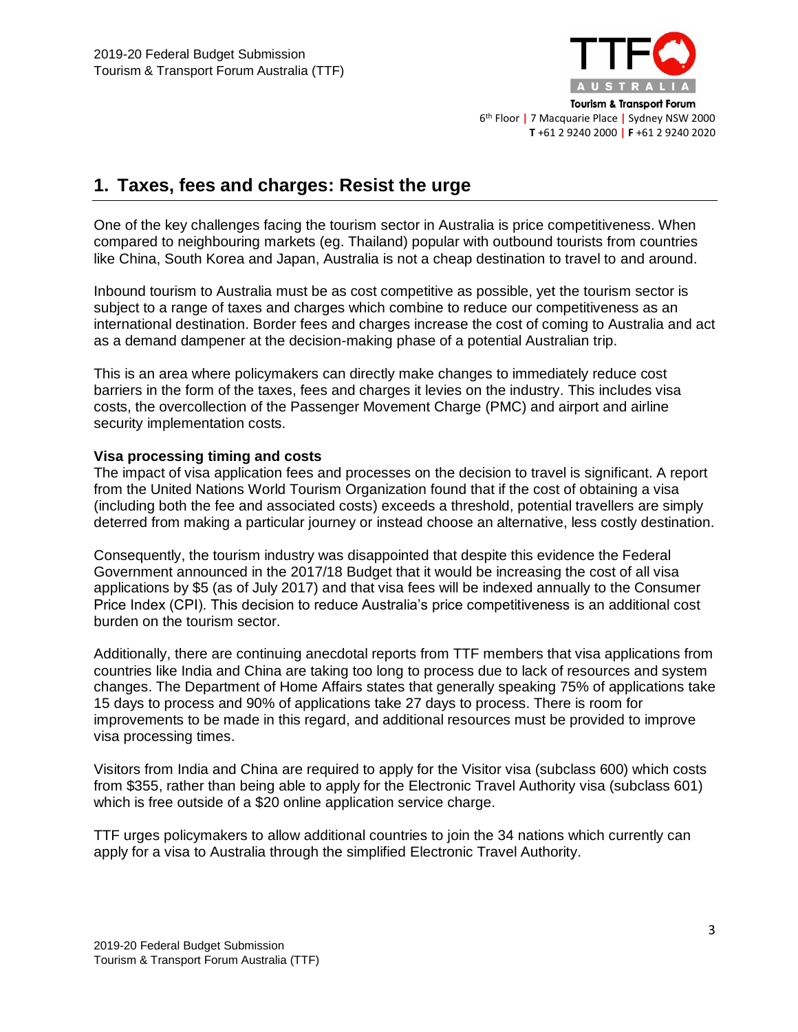## 1. Taxes, fees and charges: Resist the urge

One of the key challenges facing the tourism sector in Australia is price competitiveness. When compared to neighbouring markets (eg. Thailand) popular with outbound tourists from countries like China, South Korea and Japan, Australia is not a cheap destination to travel to and around.

Inbound tourism to Australia must be as cost competitive as possible, yet the tourism sector is subject to a range of taxes and charges which combine to reduce our competitiveness as an international destination. Border fees and charges increase the cost of coming to Australia and act as a demand dampener at the decision-making phase of a potential Australian trip.

This is an area where policymakers can directly make changes to immediately reduce cost barriers in the form of the taxes, fees and charges it levies on the industry. This includes visa costs, the overcollection of the Passenger Movement Charge (PMC) and airport and airline security implementation costs.

**Visa processing timing and costs**

The impact of visa application fees and processes on the decision to travel is significant. A report from the United Nations World Tourism Organization found that if the cost of obtaining a visa (including both the fee and associated costs) exceeds a threshold, potential travellers are simply deterred from making a particular journey or instead choose an alternative, less costly destination.

Consequently, the tourism industry was disappointed that despite this evidence the Federal Government announced in the 2017/18 Budget that it would be increasing the cost of all visa applications by $5 (as of July 2017) and that visa fees will be indexed annually to the Consumer Price Index (CPI). This decision to reduce Australia's price competitiveness is an additional cost burden on the tourism sector.

Additionally, there are continuing anecdotal reports from TTF members that visa applications from countries like India and China are taking too long to process due to lack of resources and system changes. The Department of Home Affairs states that generally speaking 75% of applications take 15 days to process and 90% of applications take 27 days to process. There is room for improvements to be made in this regard, and additional resources must be provided to improve visa processing times.

Visitors from India and China are required to apply for the Visitor visa (subclass 600) which costs from $355, rather than being able to apply for the Electronic Travel Authority visa (subclass 601) which is free outside of a $20 online application service charge.

TTF urges policymakers to allow additional countries to join the 34 nations which currently can apply for a visa to Australia through the simplified Electronic Travel Authority.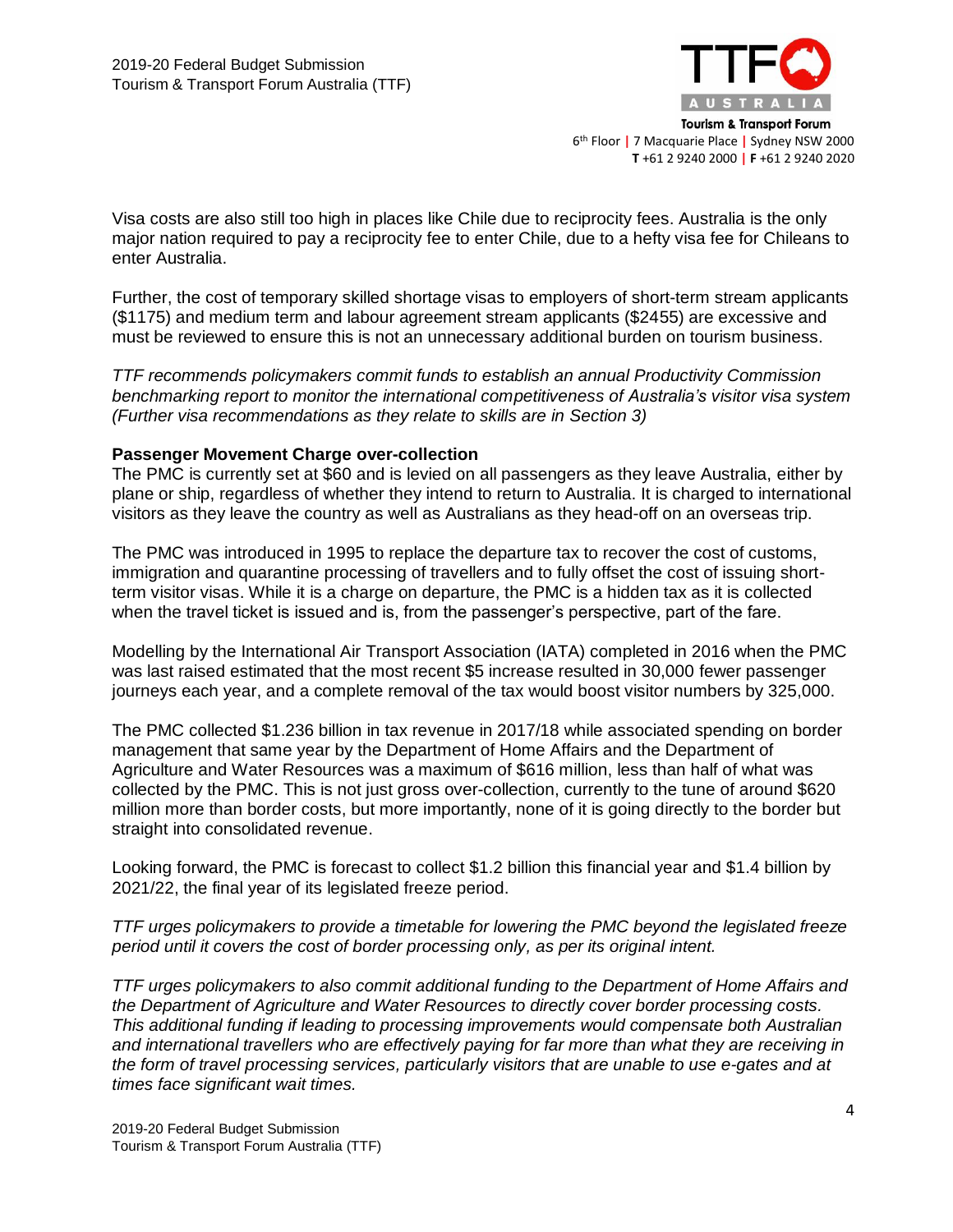Visa costs are also still too high in places like Chile due to reciprocity fees. Australia is the only major nation required to pay a reciprocity fee to enter Chile, due to a hefty visa fee for Chileans to enter Australia.

Further, the cost of temporary skilled shortage visas to employers of short-term stream applicants ($1175) and medium term and labour agreement stream applicants ($2455) are excessive and must be reviewed to ensure this is not an unnecessary additional burden on tourism business.

*TTF recommends policymakers commit funds to establish an annual Productivity Commission benchmarking report to monitor the international competitiveness of Australia's visitor visa system (Further visa recommendations as they relate to skills are in Section 3)*

**Passenger Movement Charge over-collection**

The PMC is currently set at $60 and is levied on all passengers as they leave Australia, either by plane or ship, regardless of whether they intend to return to Australia. It is charged to international visitors as they leave the country as well as Australians as they head-off on an overseas trip.

The PMC was introduced in 1995 to replace the departure tax to recover the cost of customs, immigration and quarantine processing of travellers and to fully offset the cost of issuing short-term visitor visas. While it is a charge on departure, the PMC is a hidden tax as it is collected when the travel ticket is issued and is, from the passenger's perspective, part of the fare.

Modelling by the International Air Transport Association (IATA) completed in 2016 when the PMC was last raised estimated that the most recent $5 increase resulted in 30,000 fewer passenger journeys each year, and a complete removal of the tax would boost visitor numbers by 325,000.

The PMC collected $1.236 billion in tax revenue in 2017/18 while associated spending on border management that same year by the Department of Home Affairs and the Department of Agriculture and Water Resources was a maximum of $616 million, less than half of what was collected by the PMC. This is not just gross over-collection, currently to the tune of around $620 million more than border costs, but more importantly, none of it is going directly to the border but straight into consolidated revenue.

Looking forward, the PMC is forecast to collect $1.2 billion this financial year and $1.4 billion by 2021/22, the final year of its legislated freeze period.

*TTF urges policymakers to provide a timetable for lowering the PMC beyond the legislated freeze period until it covers the cost of border processing only, as per its original intent.*

*TTF urges policymakers to also commit additional funding to the Department of Home Affairs and the Department of Agriculture and Water Resources to directly cover border processing costs. This additional funding if leading to processing improvements would compensate both Australian and international travellers who are effectively paying for far more than what they are receiving in the form of travel processing services, particularly visitors that are unable to use e-gates and at times face significant wait times.*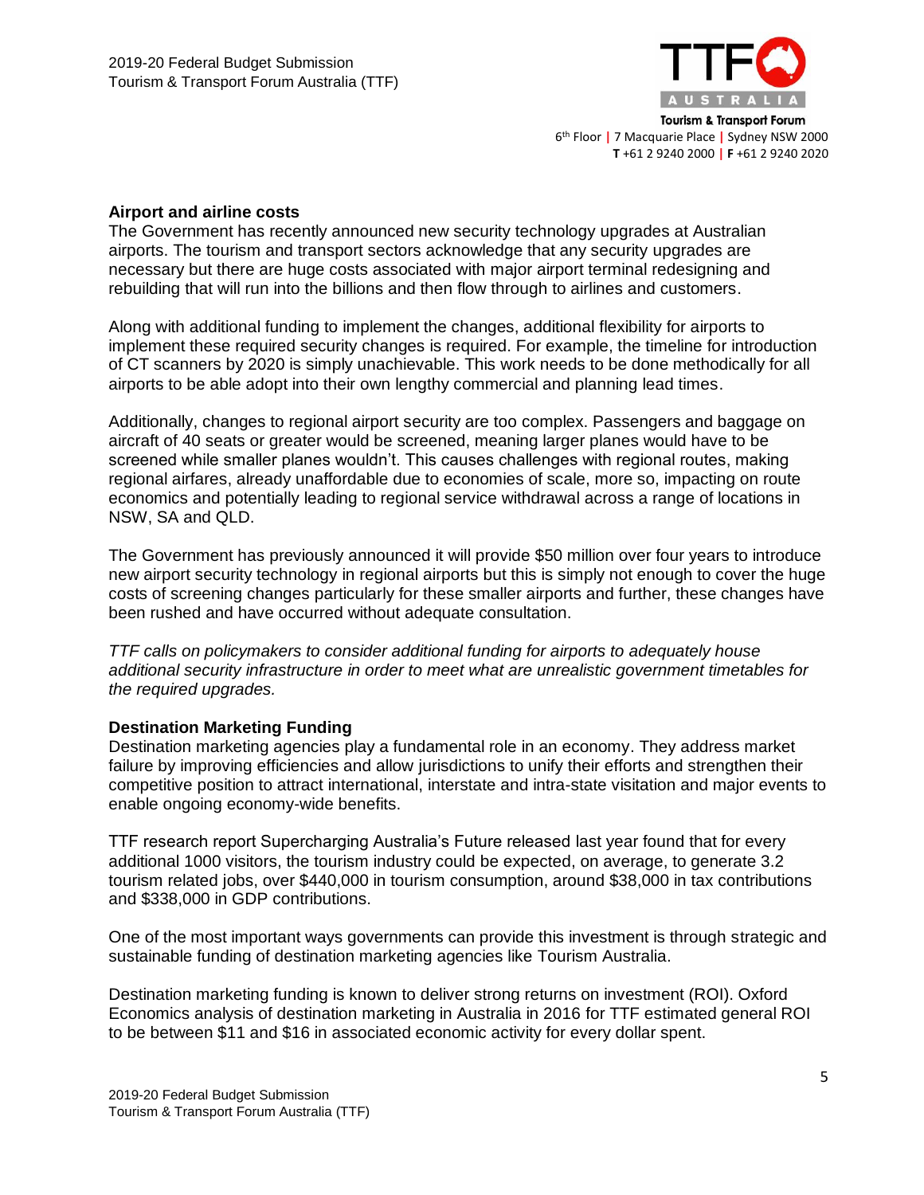## Airport and airline costs

The Government has recently announced new security technology upgrades at Australian airports. The tourism and transport sectors acknowledge that any security upgrades are necessary but there are huge costs associated with major airport terminal redesigning and rebuilding that will run into the billions and then flow through to airlines and customers.

Along with additional funding to implement the changes, additional flexibility for airports to implement these required security changes is required. For example, the timeline for introduction of CT scanners by 2020 is simply unachievable. This work needs to be done methodically for all airports to be able adopt into their own lengthy commercial and planning lead times.

Additionally, changes to regional airport security are too complex. Passengers and baggage on aircraft of 40 seats or greater would be screened, meaning larger planes would have to be screened while smaller planes wouldn't. This causes challenges with regional routes, making regional airfares, already unaffordable due to economies of scale, more so, impacting on route economics and potentially leading to regional service withdrawal across a range of locations in NSW, SA and QLD.

The Government has previously announced it will provide $50 million over four years to introduce new airport security technology in regional airports but this is simply not enough to cover the huge costs of screening changes particularly for these smaller airports and further, these changes have been rushed and have occurred without adequate consultation.

*TTF calls on policymakers to consider additional funding for airports to adequately house additional security infrastructure in order to meet what are unrealistic government timetables for the required upgrades.*

## Destination Marketing Funding

Destination marketing agencies play a fundamental role in an economy. They address market failure by improving efficiencies and allow jurisdictions to unify their efforts and strengthen their competitive position to attract international, interstate and intra-state visitation and major events to enable ongoing economy-wide benefits.

TTF research report Supercharging Australia's Future released last year found that for every additional 1000 visitors, the tourism industry could be expected, on average, to generate 3.2 tourism related jobs, over $440,000 in tourism consumption, around $38,000 in tax contributions and $338,000 in GDP contributions.

One of the most important ways governments can provide this investment is through strategic and sustainable funding of destination marketing agencies like Tourism Australia.

Destination marketing funding is known to deliver strong returns on investment (ROI). Oxford Economics analysis of destination marketing in Australia in 2016 for TTF estimated general ROI to be between $11 and $16 in associated economic activity for every dollar spent.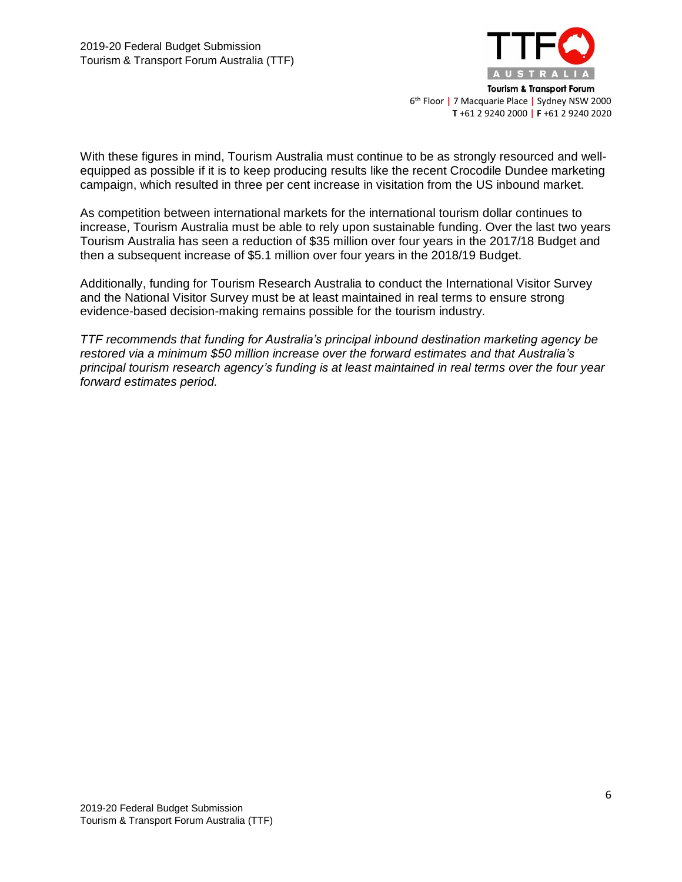With these figures in mind, Tourism Australia must continue to be as strongly resourced and well-equipped as possible if it is to keep producing results like the recent Crocodile Dundee marketing campaign, which resulted in three per cent increase in visitation from the US inbound market.

As competition between international markets for the international tourism dollar continues to increase, Tourism Australia must be able to rely upon sustainable funding. Over the last two years Tourism Australia has seen a reduction of $35 million over four years in the 2017/18 Budget and then a subsequent increase of $5.1 million over four years in the 2018/19 Budget.

Additionally, funding for Tourism Research Australia to conduct the International Visitor Survey and the National Visitor Survey must be at least maintained in real terms to ensure strong evidence-based decision-making remains possible for the tourism industry.

*TTF recommends that funding for Australia's principal inbound destination marketing agency be restored via a minimum $50 million increase over the forward estimates and that Australia's principal tourism research agency's funding is at least maintained in real terms over the four year forward estimates period.*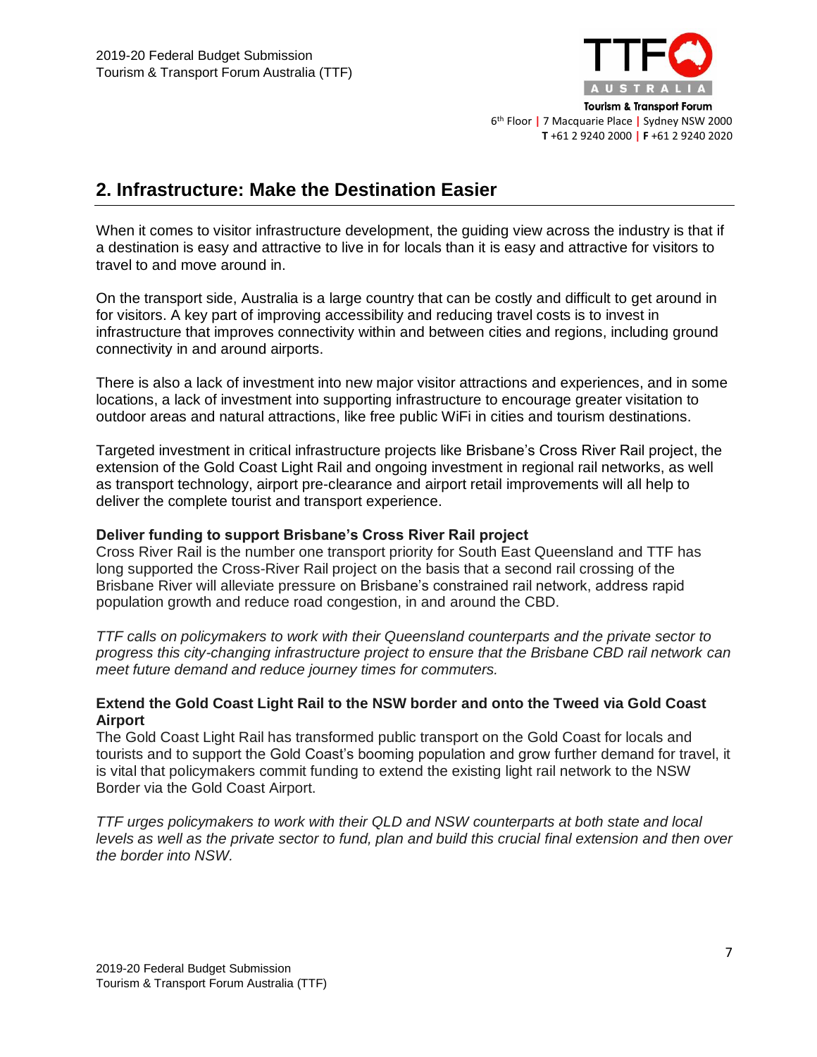## 2. Infrastructure: Make the Destination Easier

When it comes to visitor infrastructure development, the guiding view across the industry is that if a destination is easy and attractive to live in for locals than it is easy and attractive for visitors to travel to and move around in.

On the transport side, Australia is a large country that can be costly and difficult to get around in for visitors. A key part of improving accessibility and reducing travel costs is to invest in infrastructure that improves connectivity within and between cities and regions, including ground connectivity in and around airports.

There is also a lack of investment into new major visitor attractions and experiences, and in some locations, a lack of investment into supporting infrastructure to encourage greater visitation to outdoor areas and natural attractions, like free public WiFi in cities and tourism destinations.

Targeted investment in critical infrastructure projects like Brisbane's Cross River Rail project, the extension of the Gold Coast Light Rail and ongoing investment in regional rail networks, as well as transport technology, airport pre-clearance and airport retail improvements will all help to deliver the complete tourist and transport experience.

**Deliver funding to support Brisbane's Cross River Rail project**

Cross River Rail is the number one transport priority for South East Queensland and TTF has long supported the Cross-River Rail project on the basis that a second rail crossing of the Brisbane River will alleviate pressure on Brisbane's constrained rail network, address rapid population growth and reduce road congestion, in and around the CBD.

*TTF calls on policymakers to work with their Queensland counterparts and the private sector to progress this city-changing infrastructure project to ensure that the Brisbane CBD rail network can meet future demand and reduce journey times for commuters.*

**Extend the Gold Coast Light Rail to the NSW border and onto the Tweed via Gold Coast Airport**

The Gold Coast Light Rail has transformed public transport on the Gold Coast for locals and tourists and to support the Gold Coast's booming population and grow further demand for travel, it is vital that policymakers commit funding to extend the existing light rail network to the NSW Border via the Gold Coast Airport.

*TTF urges policymakers to work with their QLD and NSW counterparts at both state and local levels as well as the private sector to fund, plan and build this crucial final extension and then over the border into NSW.*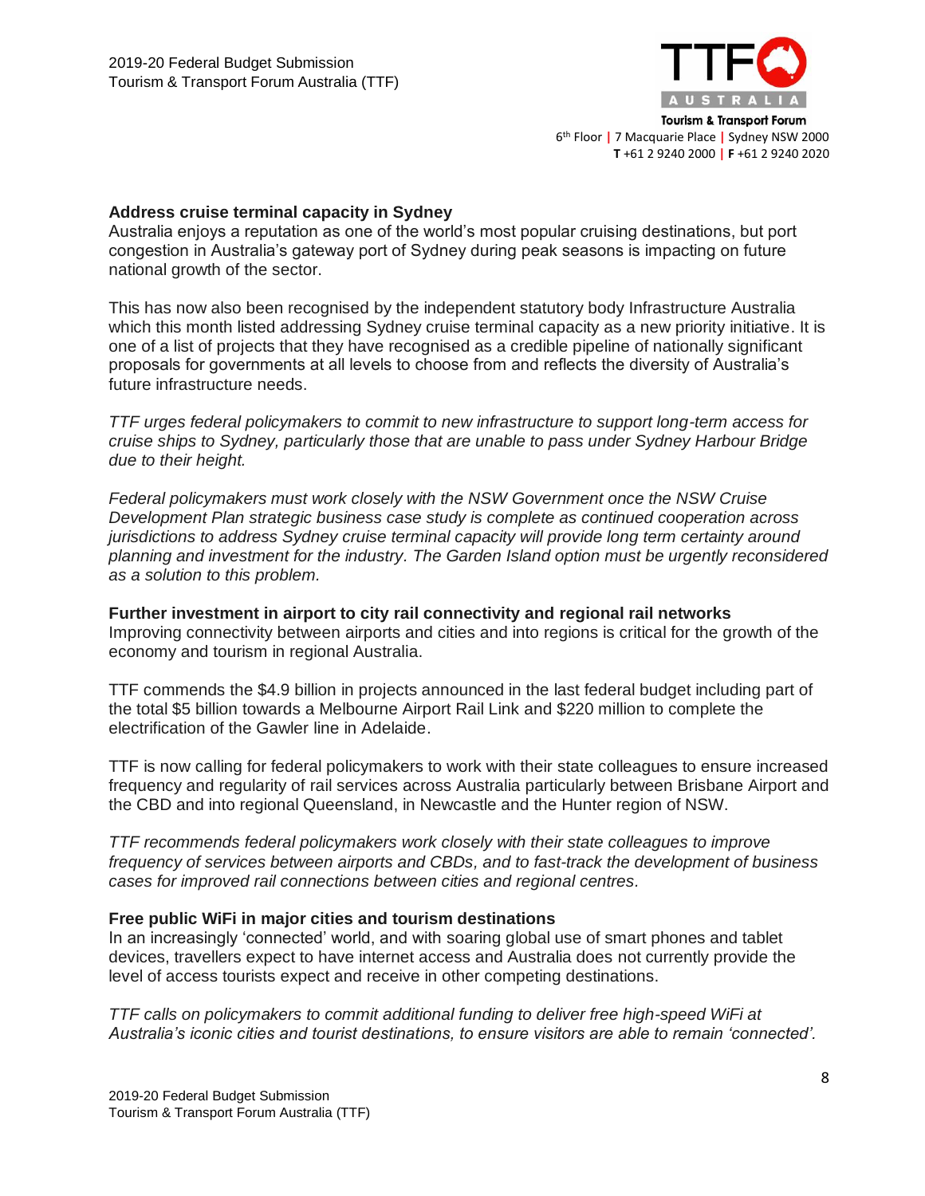**Address cruise terminal capacity in Sydney**

Australia enjoys a reputation as one of the world's most popular cruising destinations, but port congestion in Australia's gateway port of Sydney during peak seasons is impacting on future national growth of the sector.

This has now also been recognised by the independent statutory body Infrastructure Australia which this month listed addressing Sydney cruise terminal capacity as a new priority initiative. It is one of a list of projects that they have recognised as a credible pipeline of nationally significant proposals for governments at all levels to choose from and reflects the diversity of Australia's future infrastructure needs.

*TTF urges federal policymakers to commit to new infrastructure to support long-term access for cruise ships to Sydney, particularly those that are unable to pass under Sydney Harbour Bridge due to their height.*

*Federal policymakers must work closely with the NSW Government once the NSW Cruise Development Plan strategic business case study is complete as continued cooperation across jurisdictions to address Sydney cruise terminal capacity will provide long term certainty around planning and investment for the industry. The Garden Island option must be urgently reconsidered as a solution to this problem.*

**Further investment in airport to city rail connectivity and regional rail networks**

Improving connectivity between airports and cities and into regions is critical for the growth of the economy and tourism in regional Australia.

TTF commends the $4.9 billion in projects announced in the last federal budget including part of the total $5 billion towards a Melbourne Airport Rail Link and $220 million to complete the electrification of the Gawler line in Adelaide.

TTF is now calling for federal policymakers to work with their state colleagues to ensure increased frequency and regularity of rail services across Australia particularly between Brisbane Airport and the CBD and into regional Queensland, in Newcastle and the Hunter region of NSW.

*TTF recommends federal policymakers work closely with their state colleagues to improve frequency of services between airports and CBDs, and to fast-track the development of business cases for improved rail connections between cities and regional centres.*

**Free public WiFi in major cities and tourism destinations**

In an increasingly 'connected' world, and with soaring global use of smart phones and tablet devices, travellers expect to have internet access and Australia does not currently provide the level of access tourists expect and receive in other competing destinations.

*TTF calls on policymakers to commit additional funding to deliver free high-speed WiFi at Australia's iconic cities and tourist destinations, to ensure visitors are able to remain 'connected'.*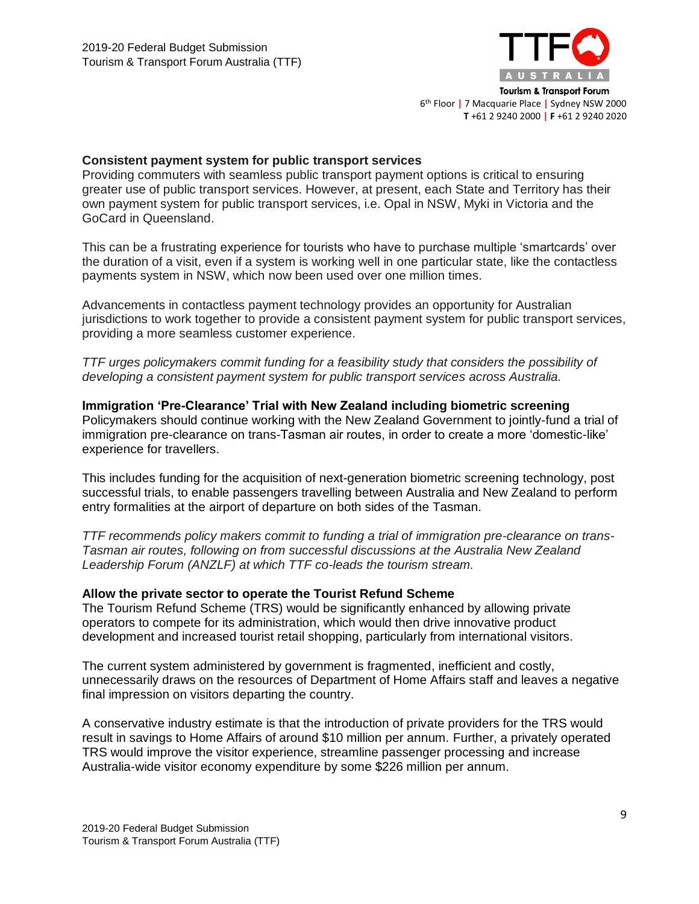**Consistent payment system for public transport services**

Providing commuters with seamless public transport payment options is critical to ensuring greater use of public transport services. However, at present, each State and Territory has their own payment system for public transport services, i.e. Opal in NSW, Myki in Victoria and the GoCard in Queensland.

This can be a frustrating experience for tourists who have to purchase multiple 'smartcards' over the duration of a visit, even if a system is working well in one particular state, like the contactless payments system in NSW, which now been used over one million times.

Advancements in contactless payment technology provides an opportunity for Australian jurisdictions to work together to provide a consistent payment system for public transport services, providing a more seamless customer experience.

*TTF urges policymakers commit funding for a feasibility study that considers the possibility of developing a consistent payment system for public transport services across Australia.*

**Immigration 'Pre-Clearance' Trial with New Zealand including biometric screening**

Policymakers should continue working with the New Zealand Government to jointly-fund a trial of immigration pre-clearance on trans-Tasman air routes, in order to create a more 'domestic-like' experience for travellers.

This includes funding for the acquisition of next-generation biometric screening technology, post successful trials, to enable passengers travelling between Australia and New Zealand to perform entry formalities at the airport of departure on both sides of the Tasman.

*TTF recommends policy makers commit to funding a trial of immigration pre-clearance on trans-Tasman air routes, following on from successful discussions at the Australia New Zealand Leadership Forum (ANZLF) at which TTF co-leads the tourism stream.*

**Allow the private sector to operate the Tourist Refund Scheme**

The Tourism Refund Scheme (TRS) would be significantly enhanced by allowing private operators to compete for its administration, which would then drive innovative product development and increased tourist retail shopping, particularly from international visitors.

The current system administered by government is fragmented, inefficient and costly, unnecessarily draws on the resources of Department of Home Affairs staff and leaves a negative final impression on visitors departing the country.

A conservative industry estimate is that the introduction of private providers for the TRS would result in savings to Home Affairs of around $10 million per annum. Further, a privately operated TRS would improve the visitor experience, streamline passenger processing and increase Australia-wide visitor economy expenditure by some $226 million per annum.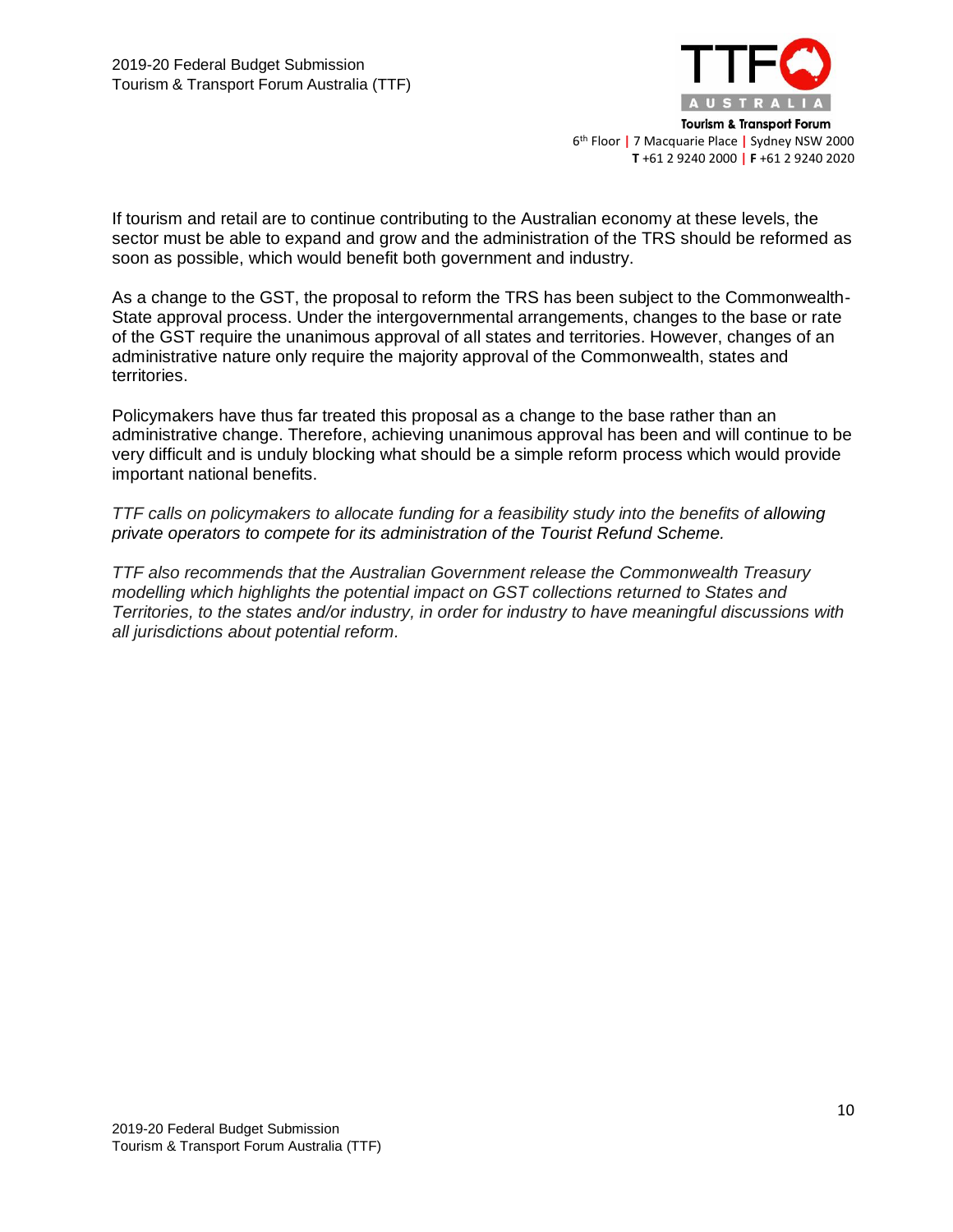If tourism and retail are to continue contributing to the Australian economy at these levels, the sector must be able to expand and grow and the administration of the TRS should be reformed as soon as possible, which would benefit both government and industry.

As a change to the GST, the proposal to reform the TRS has been subject to the Commonwealth-State approval process. Under the intergovernmental arrangements, changes to the base or rate of the GST require the unanimous approval of all states and territories. However, changes of an administrative nature only require the majority approval of the Commonwealth, states and territories.

Policymakers have thus far treated this proposal as a change to the base rather than an administrative change. Therefore, achieving unanimous approval has been and will continue to be very difficult and is unduly blocking what should be a simple reform process which would provide important national benefits.

*TTF calls on policymakers to allocate funding for a feasibility study into the benefits of allowing private operators to compete for its administration of the Tourist Refund Scheme.*

*TTF also recommends that the Australian Government release the Commonwealth Treasury modelling which highlights the potential impact on GST collections returned to States and Territories, to the states and/or industry, in order for industry to have meaningful discussions with all jurisdictions about potential reform.*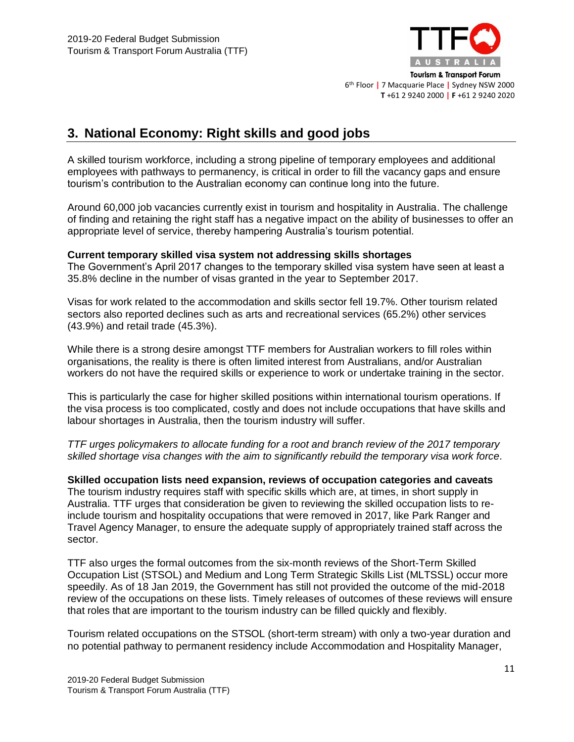## 3. National Economy: Right skills and good jobs

A skilled tourism workforce, including a strong pipeline of temporary employees and additional employees with pathways to permanency, is critical in order to fill the vacancy gaps and ensure tourism's contribution to the Australian economy can continue long into the future.

Around 60,000 job vacancies currently exist in tourism and hospitality in Australia. The challenge of finding and retaining the right staff has a negative impact on the ability of businesses to offer an appropriate level of service, thereby hampering Australia's tourism potential.

**Current temporary skilled visa system not addressing skills shortages**
The Government's April 2017 changes to the temporary skilled visa system have seen at least a 35.8% decline in the number of visas granted in the year to September 2017.

Visas for work related to the accommodation and skills sector fell 19.7%. Other tourism related sectors also reported declines such as arts and recreational services (65.2%) other services (43.9%) and retail trade (45.3%).

While there is a strong desire amongst TTF members for Australian workers to fill roles within organisations, the reality is there is often limited interest from Australians, and/or Australian workers do not have the required skills or experience to work or undertake training in the sector.

This is particularly the case for higher skilled positions within international tourism operations. If the visa process is too complicated, costly and does not include occupations that have skills and labour shortages in Australia, then the tourism industry will suffer.

*TTF urges policymakers to allocate funding for a root and branch review of the 2017 temporary skilled shortage visa changes with the aim to significantly rebuild the temporary visa work force.*

**Skilled occupation lists need expansion, reviews of occupation categories and caveats**
The tourism industry requires staff with specific skills which are, at times, in short supply in Australia. TTF urges that consideration be given to reviewing the skilled occupation lists to re-include tourism and hospitality occupations that were removed in 2017, like Park Ranger and Travel Agency Manager, to ensure the adequate supply of appropriately trained staff across the sector.

TTF also urges the formal outcomes from the six-month reviews of the Short-Term Skilled Occupation List (STSOL) and Medium and Long Term Strategic Skills List (MLTSSL) occur more speedily. As of 18 Jan 2019, the Government has still not provided the outcome of the mid-2018 review of the occupations on these lists. Timely releases of outcomes of these reviews will ensure that roles that are important to the tourism industry can be filled quickly and flexibly.

Tourism related occupations on the STSOL (short-term stream) with only a two-year duration and no potential pathway to permanent residency include Accommodation and Hospitality Manager,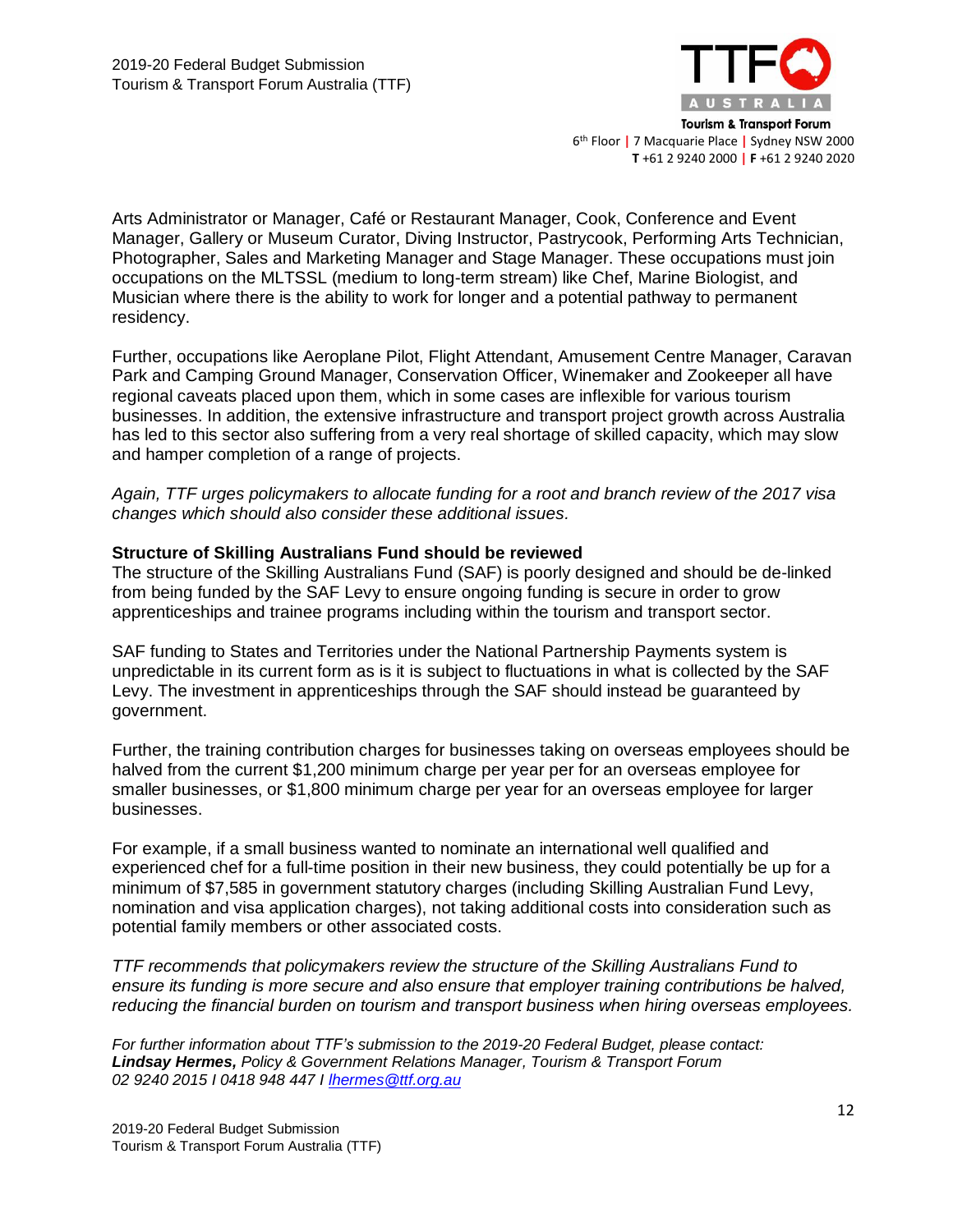Arts Administrator or Manager, Café or Restaurant Manager, Cook, Conference and Event Manager, Gallery or Museum Curator, Diving Instructor, Pastrycook, Performing Arts Technician, Photographer, Sales and Marketing Manager and Stage Manager. These occupations must join occupations on the MLTSSL (medium to long-term stream) like Chef, Marine Biologist, and Musician where there is the ability to work for longer and a potential pathway to permanent residency.

Further, occupations like Aeroplane Pilot, Flight Attendant, Amusement Centre Manager, Caravan Park and Camping Ground Manager, Conservation Officer, Winemaker and Zookeeper all have regional caveats placed upon them, which in some cases are inflexible for various tourism businesses. In addition, the extensive infrastructure and transport project growth across Australia has led to this sector also suffering from a very real shortage of skilled capacity, which may slow and hamper completion of a range of projects.

*Again, TTF urges policymakers to allocate funding for a root and branch review of the 2017 visa changes which should also consider these additional issues.*

**Structure of Skilling Australians Fund should be reviewed**

The structure of the Skilling Australians Fund (SAF) is poorly designed and should be de-linked from being funded by the SAF Levy to ensure ongoing funding is secure in order to grow apprenticeships and trainee programs including within the tourism and transport sector.

SAF funding to States and Territories under the National Partnership Payments system is unpredictable in its current form as is it is subject to fluctuations in what is collected by the SAF Levy. The investment in apprenticeships through the SAF should instead be guaranteed by government.

Further, the training contribution charges for businesses taking on overseas employees should be halved from the current $1,200 minimum charge per year per for an overseas employee for smaller businesses, or $1,800 minimum charge per year for an overseas employee for larger businesses.

For example, if a small business wanted to nominate an international well qualified and experienced chef for a full-time position in their new business, they could potentially be up for a minimum of $7,585 in government statutory charges (including Skilling Australian Fund Levy, nomination and visa application charges), not taking additional costs into consideration such as potential family members or other associated costs.

*TTF recommends that policymakers review the structure of the Skilling Australians Fund to ensure its funding is more secure and also ensure that employer training contributions be halved, reducing the financial burden on tourism and transport business when hiring overseas employees.*

*For further information about TTF's submission to the 2019-20 Federal Budget, please contact:*
***Lindsay Hermes,** Policy & Government Relations Manager, Tourism & Transport Forum*
*02 9240 2015 I 0418 948 447 I lhermes@ttf.org.au*